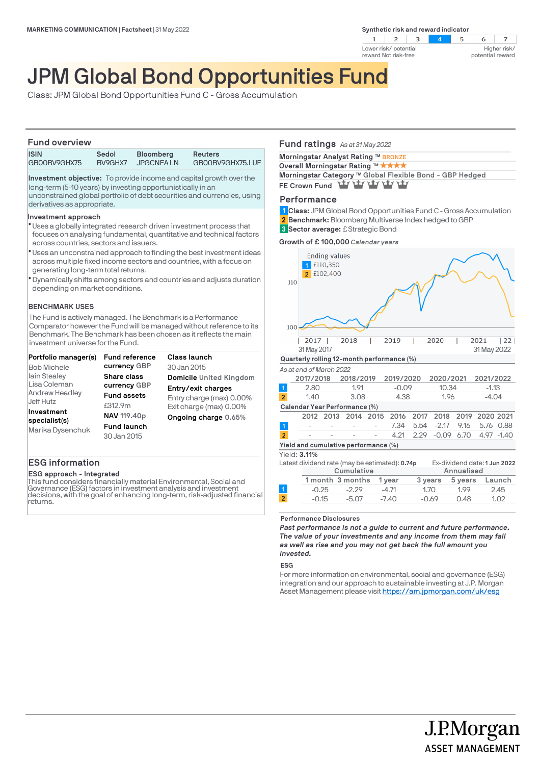MARKETING COMMUNICATION | Factsheet | 31 May 2022

Synthetic risk and reward indicator

| 1 | 2 | 3 | **4** | 5 | 6 | 7 |
|---|---|---|---|---|---|---|

Lower risk/ potential reward Not risk-free — Higher risk/ potential reward

# JPM Global Bond Opportunities Fund

Class: JPM Global Bond Opportunities Fund C - Gross Accumulation

## Fund overview

| ISIN | Sedol | Bloomberg | Reuters |
|---|---|---|---|
| GB00BV9GHX75 | BV9GHX7 | JPGCNEA LN | GB00BV9GHX75.LUF |

**Investment objective:** To provide income and capital growth over the long-term (5-10 years) by investing opportunistically in an unconstrained global portfolio of debt securities and currencies, using derivatives as appropriate.

**Investment approach**

- Uses a globally integrated research driven investment process that focuses on analysing fundamental, quantitative and technical factors across countries, sectors and issuers.
- Uses an unconstrained approach to finding the best investment ideas across multiple fixed income sectors and countries, with a focus on generating long-term total returns.
- Dynamically shifts among sectors and countries and adjusts duration depending on market conditions.

**BENCHMARK USES**

The Fund is actively managed. The Benchmark is a Performance Comparator however the Fund will be managed without reference to its Benchmark. The Benchmark has been chosen as it reflects the main investment universe for the Fund.

**Portfolio manager(s)**
Bob Michele
Iain Stealey
Lisa Coleman
Andrew Headley
Jeff Hutz

**Investment specialist(s)**
Marika Dysenchuk

**Fund reference currency** GBP
**Share class currency** GBP
**Fund assets** £312.9m
**NAV** 119.40p
**Fund launch** 30 Jan 2015

**Class launch** 30 Jan 2015
**Domicile** United Kingdom
**Entry/exit charges**
Entry charge (max) 0.00%
Exit charge (max) 0.00%
**Ongoing charge** 0.65%

## ESG information

**ESG approach - Integrated**

This fund considers financially material Environmental, Social and Governance (ESG) factors in investment analysis and investment decisions, with the goal of enhancing long-term, risk-adjusted financial returns.

## Fund ratings *As at 31 May 2022*

Morningstar Analyst Rating ™ BRONZE
Overall Morningstar Rating ™ ★★★★
Morningstar Category ™ Global Flexible Bond - GBP Hedged
FE Crown Fund ♛♛♛♛♛

## Performance

**1 Class:** JPM Global Bond Opportunities Fund C - Gross Accumulation
**2 Benchmark:** Bloomberg Multiverse Index hedged to GBP
**3 Sector average:** £ Strategic Bond

**Growth of £ 100,000** *Calendar years*

Ending values
1 £110,350
2 £102,400

31 May 2017 – 31 May 2022

**Quarterly rolling 12-month performance (%)**

*As at end of March 2022*

| | 2017/2018 | 2018/2019 | 2019/2020 | 2020/2021 | 2021/2022 |
|---|---|---|---|---|---|
| 1 | 2.80 | 1.91 | -0.09 | 10.34 | -1.13 |
| 2 | 1.40 | 3.08 | 4.38 | 1.96 | -4.04 |

**Calendar Year Performance (%)**

| | 2012 | 2013 | 2014 | 2015 | 2016 | 2017 | 2018 | 2019 | 2020 | 2021 |
|---|---|---|---|---|---|---|---|---|---|---|
| 1 | - | - | - | - | 7.34 | 5.54 | -2.17 | 9.16 | 5.76 | 0.88 |
| 2 | - | - | - | - | 4.21 | 2.29 | -0.09 | 6.70 | 4.97 | -1.40 |

**Yield and cumulative performance (%)**

Yield: **3.11%**

Latest dividend rate (may be estimated): **0.74p** Ex-dividend date: **1 Jun 2022**

| | Cumulative | | | Annualised | | |
|---|---|---|---|---|---|---|
| | 1 month | 3 months | 1 year | 3 years | 5 years | Launch |
| 1 | -0.25 | -2.29 | -4.71 | 1.70 | 1.99 | 2.45 |
| 2 | -0.15 | -5.07 | -7.40 | -0.69 | 0.48 | 1.02 |

**Performance Disclosures**

***Past performance is not a guide to current and future performance. The value of your investments and any income from them may fall as well as rise and you may not get back the full amount you invested.***

**ESG**

For more information on environmental, social and governance (ESG) integration and our approach to sustainable investing at J.P. Morgan Asset Management please visit https://am.jpmorgan.com/uk/esg

J.P.Morgan ASSET MANAGEMENT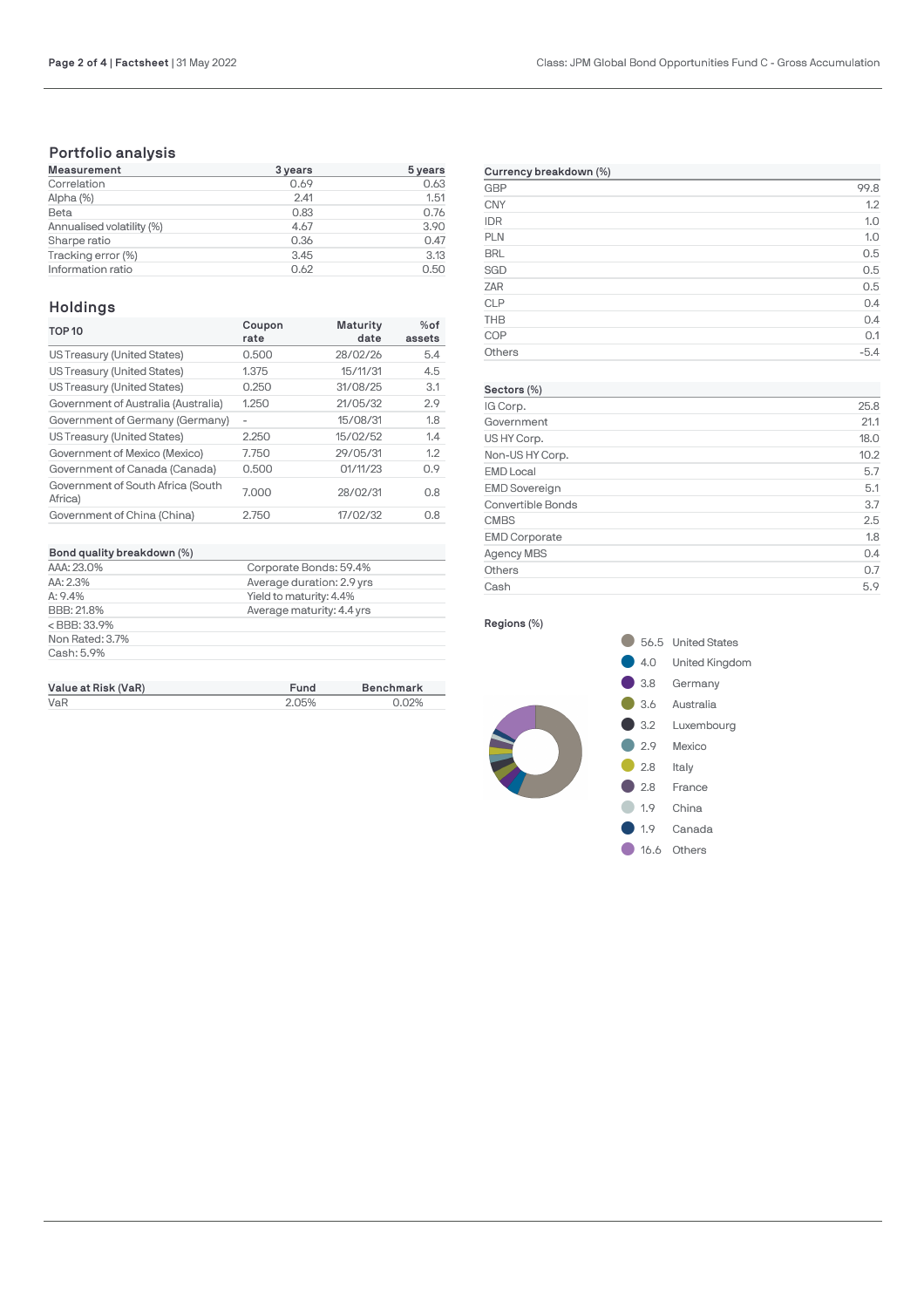## Portfolio analysis

| Measurement | 3 years | 5 years |
|---|---|---|
| Correlation | 0.69 | 0.63 |
| Alpha (%) | 2.41 | 1.51 |
| Beta | 0.83 | 0.76 |
| Annualised volatility (%) | 4.67 | 3.90 |
| Sharpe ratio | 0.36 | 0.47 |
| Tracking error (%) | 3.45 | 3.13 |
| Information ratio | 0.62 | 0.50 |

## Holdings

| TOP 10 | Coupon rate | Maturity date | % of assets |
|---|---|---|---|
| US Treasury (United States) | 0.500 | 28/02/26 | 5.4 |
| US Treasury (United States) | 1.375 | 15/11/31 | 4.5 |
| US Treasury (United States) | 0.250 | 31/08/25 | 3.1 |
| Government of Australia (Australia) | 1.250 | 21/05/32 | 2.9 |
| Government of Germany (Germany) | - | 15/08/31 | 1.8 |
| US Treasury (United States) | 2.250 | 15/02/52 | 1.4 |
| Government of Mexico (Mexico) | 7.750 | 29/05/31 | 1.2 |
| Government of Canada (Canada) | 0.500 | 01/11/23 | 0.9 |
| Government of South Africa (South Africa) | 7.000 | 28/02/31 | 0.8 |
| Government of China (China) | 2.750 | 17/02/32 | 0.8 |

| Bond quality breakdown (%) | |
|---|---|
| AAA: 23.0% | Corporate Bonds: 59.4% |
| AA: 2.3% | Average duration: 2.9 yrs |
| A: 9.4% | Yield to maturity: 4.4% |
| BBB: 21.8% | Average maturity: 4.4 yrs |
| < BBB: 33.9% | |
| Non Rated: 3.7% | |
| Cash: 5.9% | |

| Value at Risk (VaR) | Fund | Benchmark |
|---|---|---|
| VaR | 2.05% | 0.02% |

| Currency breakdown (%) | |
|---|---|
| GBP | 99.8 |
| CNY | 1.2 |
| IDR | 1.0 |
| PLN | 1.0 |
| BRL | 0.5 |
| SGD | 0.5 |
| ZAR | 0.5 |
| CLP | 0.4 |
| THB | 0.4 |
| COP | 0.1 |
| Others | -5.4 |

| Sectors (%) | |
|---|---|
| IG Corp. | 25.8 |
| Government | 21.1 |
| US HY Corp. | 18.0 |
| Non-US HY Corp. | 10.2 |
| EMD Local | 5.7 |
| EMD Sovereign | 5.1 |
| Convertible Bonds | 3.7 |
| CMBS | 2.5 |
| EMD Corporate | 1.8 |
| Agency MBS | 0.4 |
| Others | 0.7 |
| Cash | 5.9 |

**Regions (%)**

| % | Region |
|---|---|
| 56.5 | United States |
| 4.0 | United Kingdom |
| 3.8 | Germany |
| 3.6 | Australia |
| 3.2 | Luxembourg |
| 2.9 | Mexico |
| 2.8 | Italy |
| 2.8 | France |
| 1.9 | China |
| 1.9 | Canada |
| 16.6 | Others |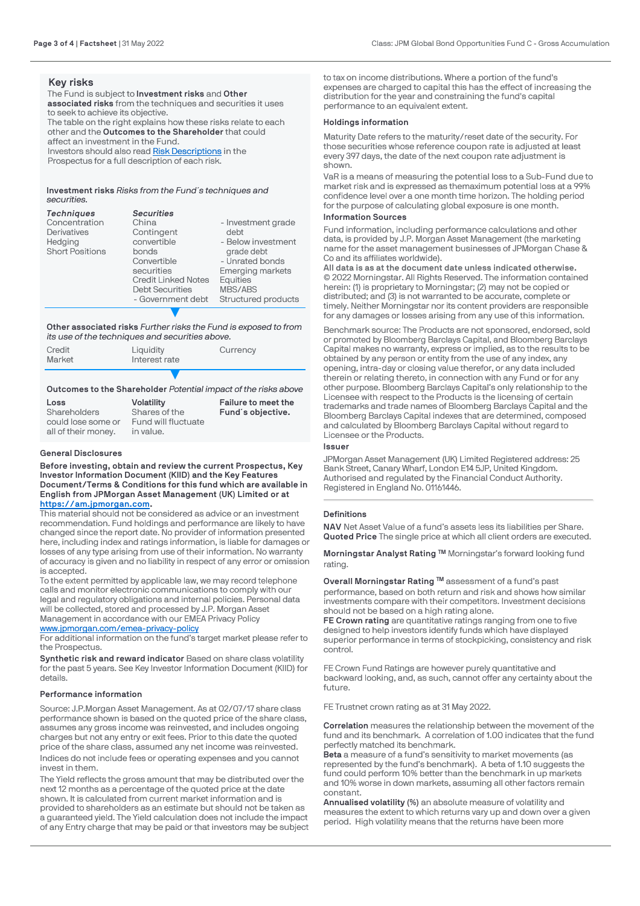## Key risks

The Fund is subject to **Investment risks** and **Other associated risks** from the techniques and securities it uses to seek to achieve its objective.

The table on the right explains how these risks relate to each other and the **Outcomes to the Shareholder** that could affect an investment in the Fund.

Investors should also read Risk Descriptions in the Prospectus for a full description of each risk.

**Investment risks** *Risks from the Fund´s techniques and securities.*

| *Techniques* | *Securities* | |
|---|---|---|
| Concentration | China | - Investment grade debt |
| Derivatives | Contingent convertible bonds | - Below investment grade debt |
| Hedging | Convertible securities | - Unrated bonds |
| Short Positions | Credit Linked Notes | Emerging markets |
| | Debt Securities | Equities |
| | - Government debt | MBS/ABS |
| | | Structured products |

**Other associated risks** *Further risks the Fund is exposed to from its use of the techniques and securities above.*

| | | |
|---|---|---|
| Credit | Liquidity | Currency |
| Market | Interest rate | |

**Outcomes to the Shareholder** *Potential impact of the risks above*

| **Loss** | **Volatility** | **Failure to meet the Fund´s objective.** |
|---|---|---|
| Shareholders could lose some or all of their money. | Shares of the Fund will fluctuate in value. | |

### General Disclosures

**Before investing, obtain and review the current Prospectus, Key Investor Information Document (KIID) and the Key Features Document/Terms & Conditions for this fund which are available in English from JPMorgan Asset Management (UK) Limited or at https://am.jpmorgan.com.**

This material should not be considered as advice or an investment recommendation. Fund holdings and performance are likely to have changed since the report date. No provider of information presented here, including index and ratings information, is liable for damages or losses of any type arising from use of their information. No warranty of accuracy is given and no liability in respect of any error or omission is accepted.

To the extent permitted by applicable law, we may record telephone calls and monitor electronic communications to comply with our legal and regulatory obligations and internal policies. Personal data will be collected, stored and processed by J.P. Morgan Asset Management in accordance with our EMEA Privacy Policy www.jpmorgan.com/emea-privacy-policy

For additional information on the fund's target market please refer to the Prospectus.

**Synthetic risk and reward indicator** Based on share class volatility for the past 5 years. See Key Investor Information Document (KIID) for details.

### Performance information

Source: J.P.Morgan Asset Management. As at 02/07/17 share class performance shown is based on the quoted price of the share class, assumes any gross income was reinvested, and includes ongoing charges but not any entry or exit fees. Prior to this date the quoted price of the share class, assumed any net income was reinvested.

Indices do not include fees or operating expenses and you cannot invest in them.

The Yield reflects the gross amount that may be distributed over the next 12 months as a percentage of the quoted price at the date shown. It is calculated from current market information and is provided to shareholders as an estimate but should not be taken as a guaranteed yield. The Yield calculation does not include the impact of any Entry charge that may be paid or that investors may be subject to tax on income distributions. Where a portion of the fund's expenses are charged to capital this has the effect of increasing the distribution for the year and constraining the fund's capital performance to an equivalent extent.

### Holdings information

Maturity Date refers to the maturity/reset date of the security. For those securities whose reference coupon rate is adjusted at least every 397 days, the date of the next coupon rate adjustment is shown.

VaR is a means of measuring the potential loss to a Sub-Fund due to market risk and is expressed as themaximum potential loss at a 99% confidence level over a one month time horizon. The holding period for the purpose of calculating global exposure is one month.

### Information Sources

Fund information, including performance calculations and other data, is provided by J.P. Morgan Asset Management (the marketing name for the asset management businesses of JPMorgan Chase & Co and its affiliates worldwide).

**All data is as at the document date unless indicated otherwise.**

© 2022 Morningstar. All Rights Reserved. The information contained herein: (1) is proprietary to Morningstar; (2) may not be copied or distributed; and (3) is not warranted to be accurate, complete or timely. Neither Morningstar nor its content providers are responsible for any damages or losses arising from any use of this information.

Benchmark source: The Products are not sponsored, endorsed, sold or promoted by Bloomberg Barclays Capital, and Bloomberg Barclays Capital makes no warranty, express or implied, as to the results to be obtained by any person or entity from the use of any index, any opening, intra-day or closing value therefor, or any data included therein or relating thereto, in connection with any Fund or for any other purpose. Bloomberg Barclays Capital's only relationship to the Licensee with respect to the Products is the licensing of certain trademarks and trade names of Bloomberg Barclays Capital and the Bloomberg Barclays Capital indexes that are determined, composed and calculated by Bloomberg Barclays Capital without regard to Licensee or the Products.

### Issuer

JPMorgan Asset Management (UK) Limited Registered address: 25 Bank Street, Canary Wharf, London E14 5JP, United Kingdom. Authorised and regulated by the Financial Conduct Authority. Registered in England No. 01161446.

### Definitions

**NAV** Net Asset Value of a fund's assets less its liabilities per Share.

**Quoted Price** The single price at which all client orders are executed.

**Morningstar Analyst Rating ™** Morningstar's forward looking fund rating.

**Overall Morningstar Rating ™** assessment of a fund's past performance, based on both return and risk and shows how similar investments compare with their competitors. Investment decisions should not be based on a high rating alone.

**FE Crown rating** are quantitative ratings ranging from one to five designed to help investors identify funds which have displayed superior performance in terms of stockpicking, consistency and risk control.

FE Crown Fund Ratings are however purely quantitative and backward looking, and, as such, cannot offer any certainty about the future.

FE Trustnet crown rating as at 31 May 2022.

**Correlation** measures the relationship between the movement of the fund and its benchmark. A correlation of 1.00 indicates that the fund perfectly matched its benchmark.

**Beta** a measure of a fund's sensitivity to market movements (as represented by the fund's benchmark). A beta of 1.10 suggests the fund could perform 10% better than the benchmark in up markets and 10% worse in down markets, assuming all other factors remain constant.

**Annualised volatility (%)** an absolute measure of volatility and measures the extent to which returns vary up and down over a given period. High volatility means that the returns have been more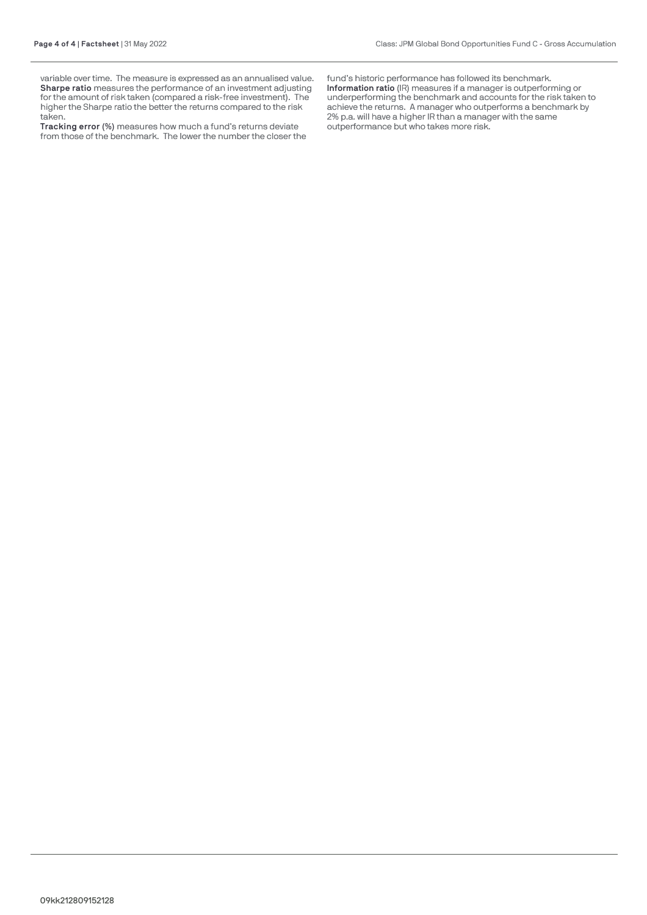variable over time. The measure is expressed as an annualised value.
**Sharpe ratio** measures the performance of an investment adjusting for the amount of risk taken (compared a risk-free investment). The higher the Sharpe ratio the better the returns compared to the risk taken.
**Tracking error (%)** measures how much a fund's returns deviate from those of the benchmark. The lower the number the closer the fund's historic performance has followed its benchmark.
**Information ratio** (IR) measures if a manager is outperforming or underperforming the benchmark and accounts for the risk taken to achieve the returns. A manager who outperforms a benchmark by 2% p.a. will have a higher IR than a manager with the same outperformance but who takes more risk.

09kk212809152128